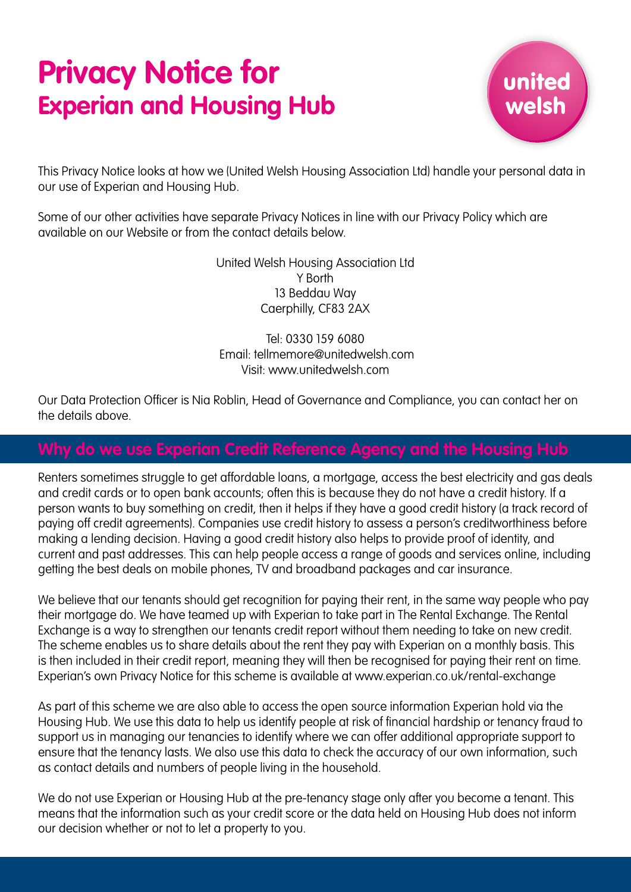# Privacy Notice for
## Experian and Housing Hub

united welsh

This Privacy Notice looks at how we (United Welsh Housing Association Ltd) handle your personal data in our use of Experian and Housing Hub.

Some of our other activities have separate Privacy Notices in line with our Privacy Policy which are available on our Website or from the contact details below.

United Welsh Housing Association Ltd
Y Borth
13 Beddau Way
Caerphilly, CF83 2AX

Tel: 0330 159 6080
Email: tellmemore@unitedwelsh.com
Visit: www.unitedwelsh.com

Our Data Protection Officer is Nia Roblin, Head of Governance and Compliance, you can contact her on the details above.

## Why do we use Experian Credit Reference Agency and the Housing Hub

Renters sometimes struggle to get affordable loans, a mortgage, access the best electricity and gas deals and credit cards or to open bank accounts; often this is because they do not have a credit history. If a person wants to buy something on credit, then it helps if they have a good credit history (a track record of paying off credit agreements). Companies use credit history to assess a person's creditworthiness before making a lending decision. Having a good credit history also helps to provide proof of identity, and current and past addresses. This can help people access a range of goods and services online, including getting the best deals on mobile phones, TV and broadband packages and car insurance.

We believe that our tenants should get recognition for paying their rent, in the same way people who pay their mortgage do. We have teamed up with Experian to take part in The Rental Exchange. The Rental Exchange is a way to strengthen our tenants credit report without them needing to take on new credit. The scheme enables us to share details about the rent they pay with Experian on a monthly basis. This is then included in their credit report, meaning they will then be recognised for paying their rent on time. Experian's own Privacy Notice for this scheme is available at www.experian.co.uk/rental-exchange

As part of this scheme we are also able to access the open source information Experian hold via the Housing Hub. We use this data to help us identify people at risk of financial hardship or tenancy fraud to support us in managing our tenancies to identify where we can offer additional appropriate support to ensure that the tenancy lasts. We also use this data to check the accuracy of our own information, such as contact details and numbers of people living in the household.

We do not use Experian or Housing Hub at the pre-tenancy stage only after you become a tenant. This means that the information such as your credit score or the data held on Housing Hub does not inform our decision whether or not to let a property to you.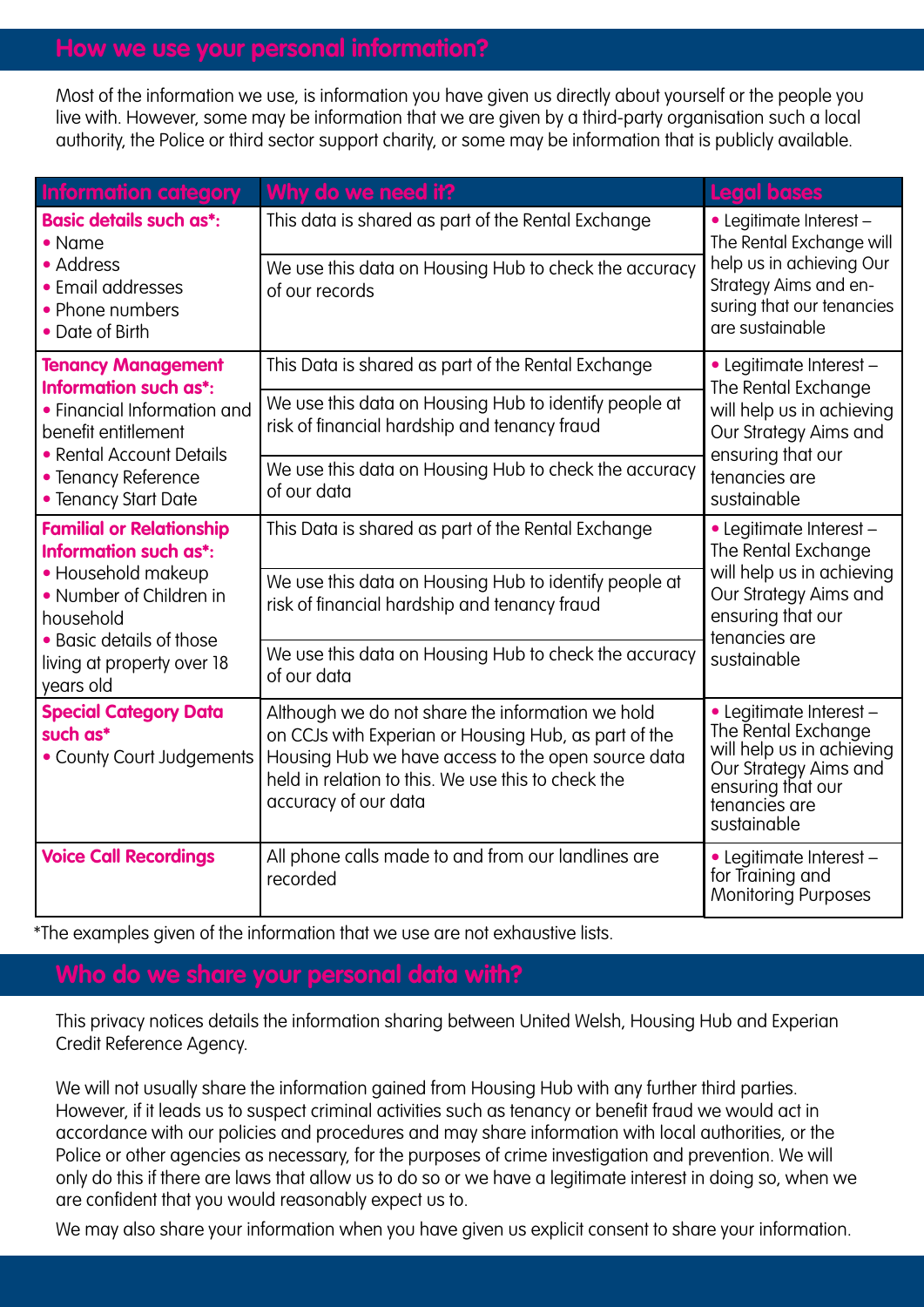## How we use your personal information?

Most of the information we use, is information you have given us directly about yourself or the people you live with. However, some may be information that we are given by a third-party organisation such a local authority, the Police or third sector support charity, or some may be information that is publicly available.

| Information category | Why do we need it? | Legal bases |
|---|---|---|
| **Basic details such as*:**<br>• Name<br>• Address<br>• Email addresses<br>• Phone numbers<br>• Date of Birth | This data is shared as part of the Rental Exchange | • Legitimate Interest – The Rental Exchange will help us in achieving Our Strategy Aims and ensuring that our tenancies are sustainable |
| | We use this data on Housing Hub to check the accuracy of our records | |
| **Tenancy Management Information such as*:**<br>• Financial Information and benefit entitlement<br>• Rental Account Details<br>• Tenancy Reference<br>• Tenancy Start Date | This Data is shared as part of the Rental Exchange | • Legitimate Interest – The Rental Exchange will help us in achieving Our Strategy Aims and ensuring that our tenancies are sustainable |
| | We use this data on Housing Hub to identify people at risk of financial hardship and tenancy fraud | |
| | We use this data on Housing Hub to check the accuracy of our data | |
| **Familial or Relationship Information such as*:**<br>• Household makeup<br>• Number of Children in household<br>• Basic details of those living at property over 18 years old | This Data is shared as part of the Rental Exchange | • Legitimate Interest – The Rental Exchange will help us in achieving Our Strategy Aims and ensuring that our tenancies are sustainable |
| | We use this data on Housing Hub to identify people at risk of financial hardship and tenancy fraud | |
| | We use this data on Housing Hub to check the accuracy of our data | |
| **Special Category Data such as***<br>• County Court Judgements | Although we do not share the information we hold on CCJs with Experian or Housing Hub, as part of the Housing Hub we have access to the open source data held in relation to this. We use this to check the accuracy of our data | • Legitimate Interest – The Rental Exchange will help us in achieving Our Strategy Aims and ensuring that our tenancies are sustainable |
| **Voice Call Recordings** | All phone calls made to and from our landlines are recorded | • Legitimate Interest – for Training and Monitoring Purposes |

*The examples given of the information that we use are not exhaustive lists.

## Who do we share your personal data with?

This privacy notices details the information sharing between United Welsh, Housing Hub and Experian Credit Reference Agency.

We will not usually share the information gained from Housing Hub with any further third parties. However, if it leads us to suspect criminal activities such as tenancy or benefit fraud we would act in accordance with our policies and procedures and may share information with local authorities, or the Police or other agencies as necessary, for the purposes of crime investigation and prevention. We will only do this if there are laws that allow us to do so or we have a legitimate interest in doing so, when we are confident that you would reasonably expect us to.

We may also share your information when you have given us explicit consent to share your information.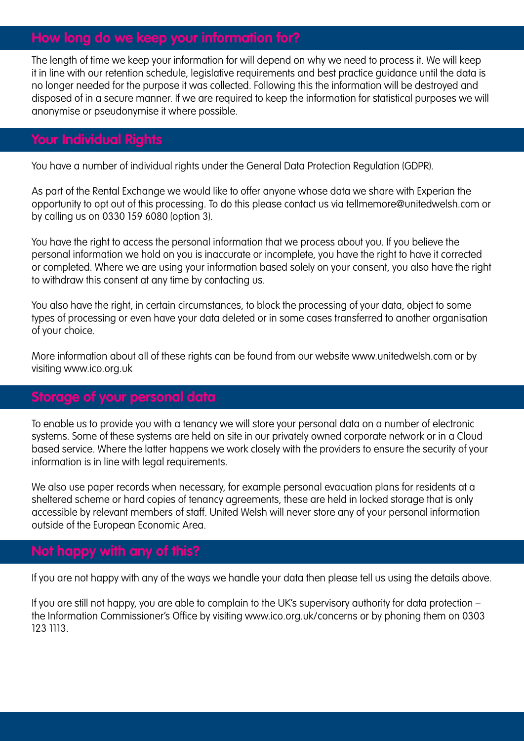## How long do we keep your information for?

The length of time we keep your information for will depend on why we need to process it. We will keep it in line with our retention schedule, legislative requirements and best practice guidance until the data is no longer needed for the purpose it was collected. Following this the information will be destroyed and disposed of in a secure manner. If we are required to keep the information for statistical purposes we will anonymise or pseudonymise it where possible.

## Your Individual Rights

You have a number of individual rights under the General Data Protection Regulation (GDPR).

As part of the Rental Exchange we would like to offer anyone whose data we share with Experian the opportunity to opt out of this processing. To do this please contact us via tellmemore@unitedwelsh.com or by calling us on 0330 159 6080 (option 3).

You have the right to access the personal information that we process about you. If you believe the personal information we hold on you is inaccurate or incomplete, you have the right to have it corrected or completed. Where we are using your information based solely on your consent, you also have the right to withdraw this consent at any time by contacting us.

You also have the right, in certain circumstances, to block the processing of your data, object to some types of processing or even have your data deleted or in some cases transferred to another organisation of your choice.

More information about all of these rights can be found from our website www.unitedwelsh.com or by visiting www.ico.org.uk

## Storage of your personal data

To enable us to provide you with a tenancy we will store your personal data on a number of electronic systems. Some of these systems are held on site in our privately owned corporate network or in a Cloud based service. Where the latter happens we work closely with the providers to ensure the security of your information is in line with legal requirements.

We also use paper records when necessary, for example personal evacuation plans for residents at a sheltered scheme or hard copies of tenancy agreements, these are held in locked storage that is only accessible by relevant members of staff. United Welsh will never store any of your personal information outside of the European Economic Area.

## Not happy with any of this?

If you are not happy with any of the ways we handle your data then please tell us using the details above.

If you are still not happy, you are able to complain to the UK's supervisory authority for data protection – the Information Commissioner's Office by visiting www.ico.org.uk/concerns or by phoning them on 0303 123 1113.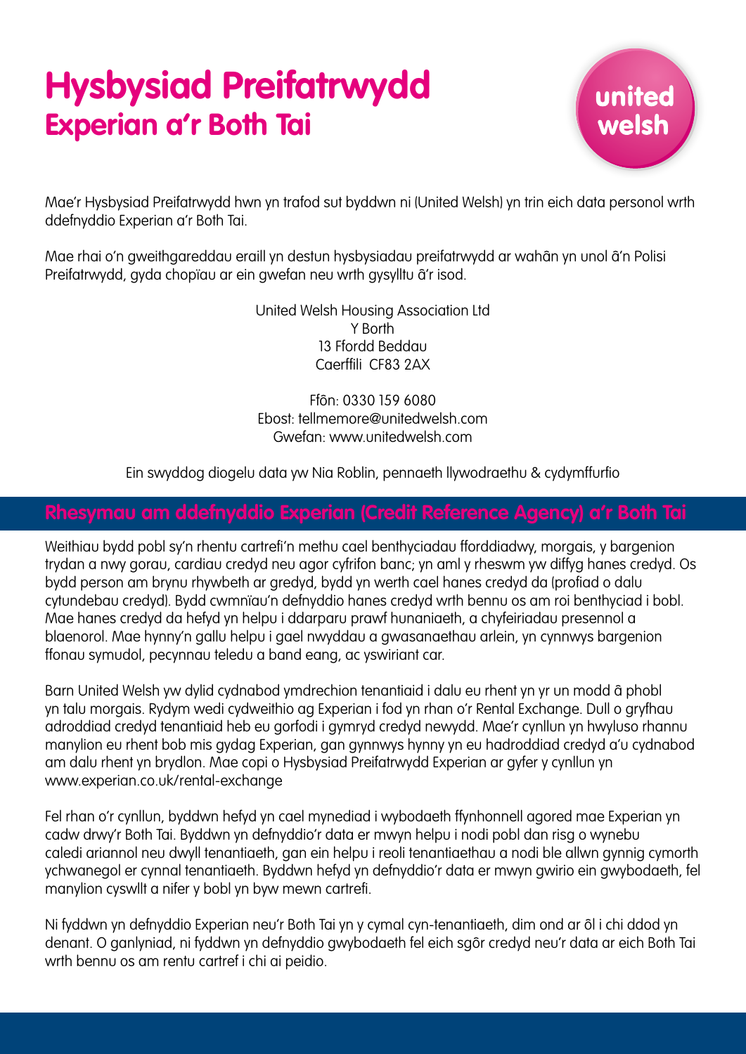# Hysbysiad Preifatrwydd

## Experian a'r Both Tai

united welsh

Mae'r Hysbysiad Preifatrwydd hwn yn trafod sut byddwn ni (United Welsh) yn trin eich data personol wrth ddefnyddio Experian a'r Both Tai.

Mae rhai o'n gweithgareddau eraill yn destun hysbysiadau preifatrwydd ar wahân yn unol â'n Polisi Preifatrwydd, gyda chopïau ar ein gwefan neu wrth gysylltu â'r isod.

United Welsh Housing Association Ltd
Y Borth
13 Ffordd Beddau
Caerffili CF83 2AX

Ffôn: 0330 159 6080
Ebost: tellmemore@unitedwelsh.com
Gwefan: www.unitedwelsh.com

Ein swyddog diogelu data yw Nia Roblin, pennaeth llywodraethu & cydymffurfio

## Rhesymau am ddefnyddio Experian (Credit Reference Agency) a'r Both Tai

Weithiau bydd pobl sy'n rhentu cartrefi'n methu cael benthyciadau fforddiadwy, morgais, y bargenion trydan a nwy gorau, cardiau credyd neu agor cyfrifon banc; yn aml y rheswm yw diffyg hanes credyd. Os bydd person am brynu rhywbeth ar gredyd, bydd yn werth cael hanes credyd da (profiad o dalu cytundebau credyd). Bydd cwmnïau'n defnyddio hanes credyd wrth bennu os am roi benthyciad i bobl. Mae hanes credyd da hefyd yn helpu i ddarparu prawf hunaniaeth, a chyfeiriadau presennol a blaenorol. Mae hynny'n gallu helpu i gael nwyddau a gwasanaethau arlein, yn cynnwys bargenion ffonau symudol, pecynnau teledu a band eang, ac yswiriant car.

Barn United Welsh yw dylid cydnabod ymdrechion tenantiaid i dalu eu rhent yn yr un modd â phobl yn talu morgais. Rydym wedi cydweithio ag Experian i fod yn rhan o'r Rental Exchange. Dull o gryfhau adroddiad credyd tenantiaid heb eu gorfodi i gymryd credyd newydd. Mae'r cynllun yn hwyluso rhannu manylion eu rhent bob mis gydag Experian, gan gynnwys hynny yn eu hadroddiad credyd a'u cydnabod am dalu rhent yn brydlon. Mae copi o Hysbysiad Preifatrwydd Experian ar gyfer y cynllun yn www.experian.co.uk/rental-exchange

Fel rhan o'r cynllun, byddwn hefyd yn cael mynediad i wybodaeth ffynhonnell agored mae Experian yn cadw drwy'r Both Tai. Byddwn yn defnyddio'r data er mwyn helpu i nodi pobl dan risg o wynebu caledi ariannol neu dwyll tenantiaeth, gan ein helpu i reoli tenantiaethau a nodi ble allwn gynnig cymorth ychwanegol er cynnal tenantiaeth. Byddwn hefyd yn defnyddio'r data er mwyn gwirio ein gwybodaeth, fel manylion cyswllt a nifer y bobl yn byw mewn cartrefi.

Ni fyddwn yn defnyddio Experian neu'r Both Tai yn y cymal cyn-tenantiaeth, dim ond ar ôl i chi ddod yn denant. O ganlyniad, ni fyddwn yn defnyddio gwybodaeth fel eich sgôr credyd neu'r data ar eich Both Tai wrth bennu os am rentu cartref i chi ai peidio.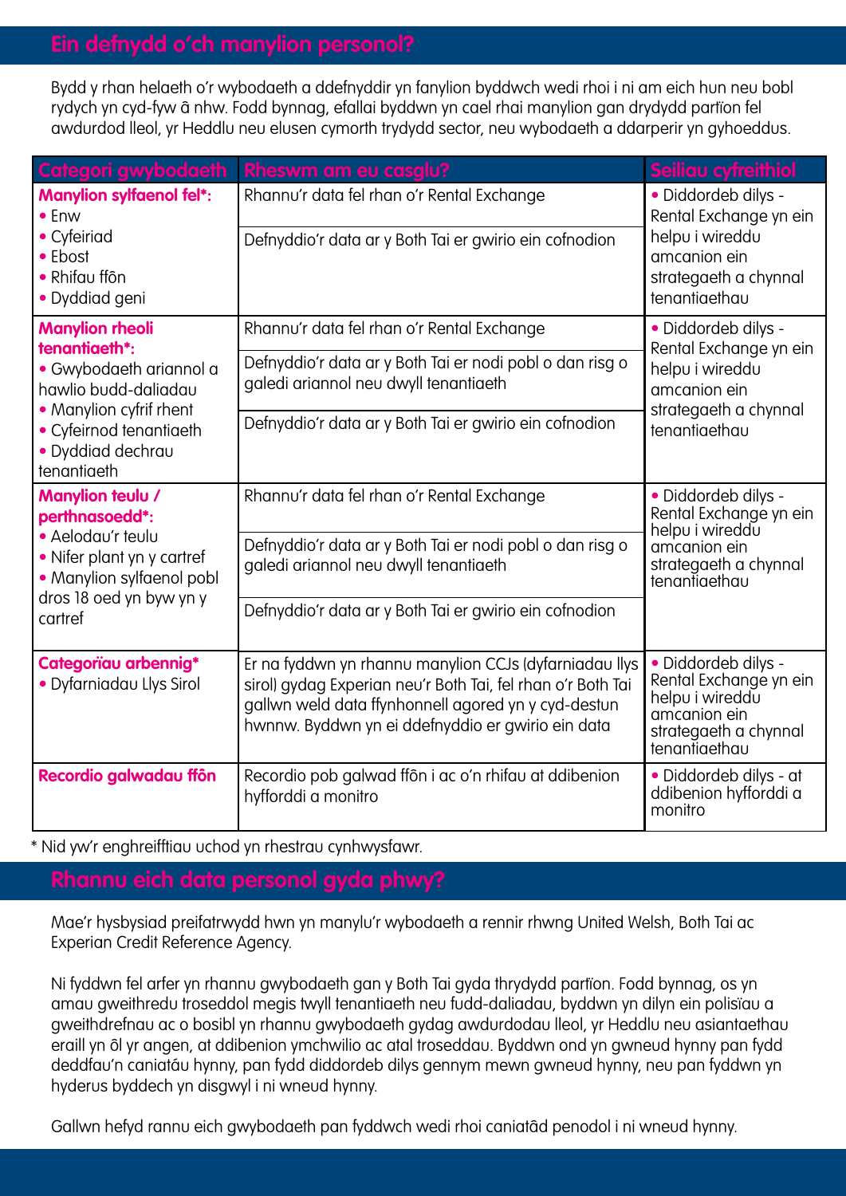## Ein defnydd o'ch manylion personol?

Bydd y rhan helaeth o'r wybodaeth a ddefnyddir yn fanylion byddwch wedi rhoi i ni am eich hun neu bobl rydych yn cyd-fyw â nhw. Fodd bynnag, efallai byddwn yn cael rhai manylion gan drydydd partïon fel awdurdod lleol, yr Heddlu neu elusen cymorth trydydd sector, neu wybodaeth a ddarperir yn gyhoeddus.

| Categori gwybodaeth | Rheswm am eu casglu? | Seiliau cyfreithiol |
|---|---|---|
| **Manylion sylfaenol fel*:** • Enw • Cyfeiriad • Ebost • Rhifau ffôn • Dyddiad geni | Rhannu'r data fel rhan o'r Rental Exchange | • Diddordeb dilys - Rental Exchange yn ein helpu i wireddu amcanion ein strategaeth a chynnal tenantiaethau |
| | Defnyddio'r data ar y Both Tai er gwirio ein cofnodion | |
| **Manylion rheoli tenantiaeth*:** • Gwybodaeth ariannol a hawlio budd-daliadau • Manylion cyfrif rhent • Cyfeirnod tenantiaeth • Dyddiad dechrau tenantiaeth | Rhannu'r data fel rhan o'r Rental Exchange | • Diddordeb dilys - Rental Exchange yn ein helpu i wireddu amcanion ein strategaeth a chynnal tenantiaethau |
| | Defnyddio'r data ar y Both Tai er nodi pobl o dan risg o galedi ariannol neu dwyll tenantiaeth | |
| | Defnyddio'r data ar y Both Tai er gwirio ein cofnodion | |
| **Manylion teulu / perthnasoedd*:** • Aelodau'r teulu • Nifer plant yn y cartref • Manylion sylfaenol pobl dros 18 oed yn byw yn y cartref | Rhannu'r data fel rhan o'r Rental Exchange | • Diddordeb dilys - Rental Exchange yn ein helpu i wireddu amcanion ein strategaeth a chynnal tenantiaethau |
| | Defnyddio'r data ar y Both Tai er nodi pobl o dan risg o galedi ariannol neu dwyll tenantiaeth | |
| | Defnyddio'r data ar y Both Tai er gwirio ein cofnodion | |
| **Categorïau arbennig*** • Dyfarniadau Llys Sirol | Er na fyddwn yn rhannu manylion CCJs (dyfarniadau llys sirol) gydag Experian neu'r Both Tai, fel rhan o'r Both Tai gallwn weld data ffynhonnell agored yn y cyd-destun hwnnw. Byddwn yn ei ddefnyddio er gwirio ein data | • Diddordeb dilys - Rental Exchange yn ein helpu i wireddu amcanion ein strategaeth a chynnal tenantiaethau |
| **Recordio galwadau ffôn** | Recordio pob galwad ffôn i ac o'n rhifau at ddibenion hyfforddi a monitro | • Diddordeb dilys - at ddibenion hyfforddi a monitro |

\* Nid yw'r enghreifftiau uchod yn rhestrau cynhwysfawr.

## Rhannu eich data personol gyda phwy?

Mae'r hysbysiad preifatrwydd hwn yn manylu'r wybodaeth a rennir rhwng United Welsh, Both Tai ac Experian Credit Reference Agency.

Ni fyddwn fel arfer yn rhannu gwybodaeth gan y Both Tai gyda thrydydd partïon. Fodd bynnag, os yn amau gweithredu troseddol megis twyll tenantiaeth neu fudd-daliadau, byddwn yn dilyn ein polisïau a gweithdrefnau ac o bosibl yn rhannu gwybodaeth gydag awdurdodau lleol, yr Heddlu neu asiantaethau eraill yn ôl yr angen, at ddibenion ymchwilio ac atal troseddau. Byddwn ond yn gwneud hynny pan fydd deddfau'n caniatáu hynny, pan fydd diddordeb dilys gennym mewn gwneud hynny, neu pan fyddwn yn hyderus byddech yn disgwyl i ni wneud hynny.

Gallwn hefyd rannu eich gwybodaeth pan fyddwch wedi rhoi caniatâd penodol i ni wneud hynny.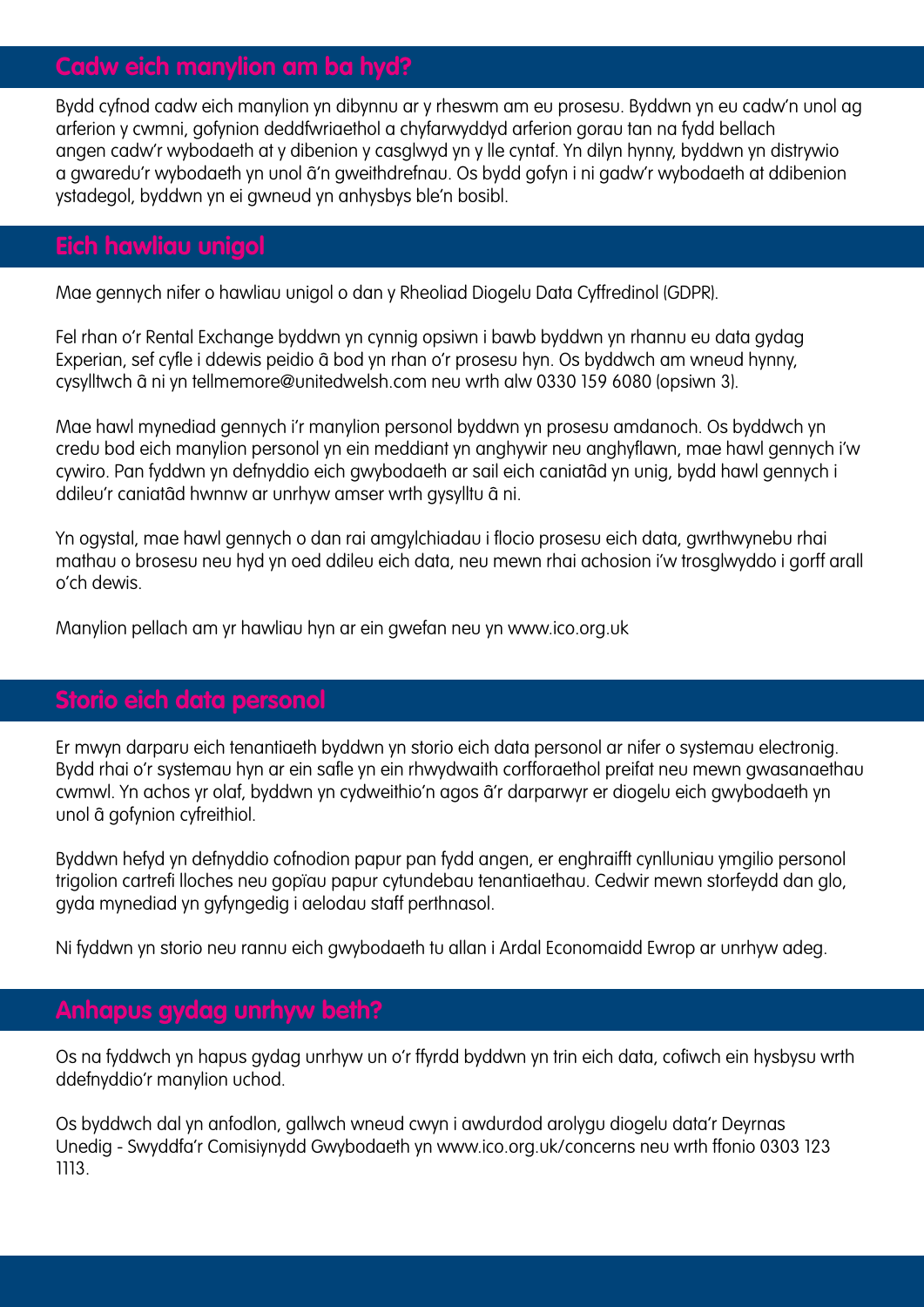## Cadw eich manylion am ba hyd?

Bydd cyfnod cadw eich manylion yn dibynnu ar y rheswm am eu prosesu. Byddwn yn eu cadw'n unol ag arferion y cwmni, gofynion deddfwriaethol a chyfarwyddyd arferion gorau tan na fydd bellach angen cadw'r wybodaeth at y dibenion y casglwyd yn y lle cyntaf. Yn dilyn hynny, byddwn yn distrywio a gwaredu'r wybodaeth yn unol â'n gweithdrefnau. Os bydd gofyn i ni gadw'r wybodaeth at ddibenion ystadegol, byddwn yn ei gwneud yn anhysbys ble'n bosibl.

## Eich hawliau unigol

Mae gennych nifer o hawliau unigol o dan y Rheoliad Diogelu Data Cyffredinol (GDPR).

Fel rhan o'r Rental Exchange byddwn yn cynnig opsiwn i bawb byddwn yn rhannu eu data gydag Experian, sef cyfle i ddewis peidio â bod yn rhan o'r prosesu hyn. Os byddwch am wneud hynny, cysylltwch â ni yn tellmemore@unitedwelsh.com neu wrth alw 0330 159 6080 (opsiwn 3).

Mae hawl mynediad gennych i'r manylion personol byddwn yn prosesu amdanoch. Os byddwch yn credu bod eich manylion personol yn ein meddiant yn anghywir neu anghyflawn, mae hawl gennych i'w cywiro. Pan fyddwn yn defnyddio eich gwybodaeth ar sail eich caniatâd yn unig, bydd hawl gennych i ddileu'r caniatâd hwnnw ar unrhyw amser wrth gysylltu â ni.

Yn ogystal, mae hawl gennych o dan rai amgylchiadau i flocio prosesu eich data, gwrthwynebu rhai mathau o brosesu neu hyd yn oed ddileu eich data, neu mewn rhai achosion i'w trosglwyddo i gorff arall o'ch dewis.

Manylion pellach am yr hawliau hyn ar ein gwefan neu yn www.ico.org.uk

## Storio eich data personol

Er mwyn darparu eich tenantiaeth byddwn yn storio eich data personol ar nifer o systemau electronig. Bydd rhai o'r systemau hyn ar ein safle yn ein rhwydwaith corfforaethol preifat neu mewn gwasanaethau cwmwl. Yn achos yr olaf, byddwn yn cydweithio'n agos â'r darparwyr er diogelu eich gwybodaeth yn unol â gofynion cyfreithiol.

Byddwn hefyd yn defnyddio cofnodion papur pan fydd angen, er enghraifft cynlluniau ymgilio personol trigolion cartrefi lloches neu gopïau papur cytundebau tenantiaethau. Cedwir mewn storfeydd dan glo, gyda mynediad yn gyfyngedig i aelodau staff perthnasol.

Ni fyddwn yn storio neu rannu eich gwybodaeth tu allan i Ardal Economaidd Ewrop ar unrhyw adeg.

## Anhapus gydag unrhyw beth?

Os na fyddwch yn hapus gydag unrhyw un o'r ffyrdd byddwn yn trin eich data, cofiwch ein hysbysu wrth ddefnyddio'r manylion uchod.

Os byddwch dal yn anfodlon, gallwch wneud cwyn i awdurdod arolygu diogelu data'r Deyrnas Unedig - Swyddfa'r Comisiynydd Gwybodaeth yn www.ico.org.uk/concerns neu wrth ffonio 0303 123 1113.